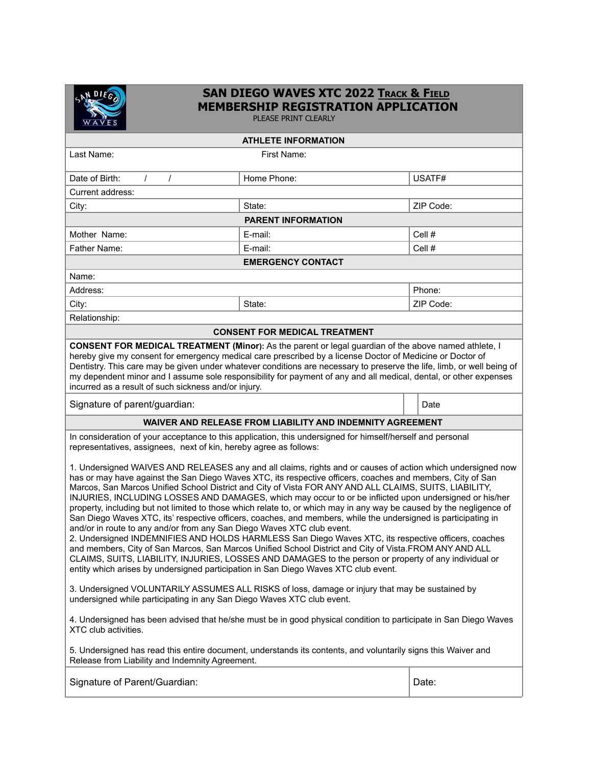# SAN DIEGO WAVES XTC 2022 TRACK & FIELD MEMBERSHIP REGISTRATION APPLICATION

PLEASE PRINT CLEARLY

## ATHLETE INFORMATION

| Last Name: | First Name: | |
|---|---|---|
| Date of Birth: / / | Home Phone: | USATF# |
| Current address: | | |
| City: | State: | ZIP Code: |

## PARENT INFORMATION

| Mother Name: | E-mail: | Cell # |
|---|---|---|
| Father Name: | E-mail: | Cell # |

## EMERGENCY CONTACT

| Name: | | |
|---|---|---|
| Address: | | Phone: |
| City: | State: | ZIP Code: |
| Relationship: | | |

## CONSENT FOR MEDICAL TREATMENT

**CONSENT FOR MEDICAL TREATMENT (Minor):** As the parent or legal guardian of the above named athlete, I hereby give my consent for emergency medical care prescribed by a license Doctor of Medicine or Doctor of Dentistry. This care may be given under whatever conditions are necessary to preserve the life, limb, or well being of my dependent minor and I assume sole responsibility for payment of any and all medical, dental, or other expenses incurred as a result of such sickness and/or injury.

| Signature of parent/guardian: | Date |
|---|---|

## WAIVER AND RELEASE FROM LIABILITY AND INDEMNITY AGREEMENT

In consideration of your acceptance to this application, this undersigned for himself/herself and personal representatives, assignees, next of kin, hereby agree as follows:

1. Undersigned WAIVES AND RELEASES any and all claims, rights and or causes of action which undersigned now has or may have against the San Diego Waves XTC, its respective officers, coaches and members, City of San Marcos, San Marcos Unified School District and City of Vista FOR ANY AND ALL CLAIMS, SUITS, LIABILITY, INJURIES, INCLUDING LOSSES AND DAMAGES, which may occur to or be inflicted upon undersigned or his/her property, including but not limited to those which relate to, or which may in any way be caused by the negligence of San Diego Waves XTC, its' respective officers, coaches, and members, while the undersigned is participating in and/or in route to any and/or from any San Diego Waves XTC club event.
2. Undersigned INDEMNIFIES AND HOLDS HARMLESS San Diego Waves XTC, its respective officers, coaches and members, City of San Marcos, San Marcos Unified School District and City of Vista.FROM ANY AND ALL CLAIMS, SUITS, LIABILITY, INJURIES, LOSSES AND DAMAGES to the person or property of any individual or entity which arises by undersigned participation in San Diego Waves XTC club event.

3. Undersigned VOLUNTARILY ASSUMES ALL RISKS of loss, damage or injury that may be sustained by undersigned while participating in any San Diego Waves XTC club event.

4. Undersigned has been advised that he/she must be in good physical condition to participate in San Diego Waves XTC club activities.

5. Undersigned has read this entire document, understands its contents, and voluntarily signs this Waiver and Release from Liability and Indemnity Agreement.

| Signature of Parent/Guardian: | Date: |
|---|---|